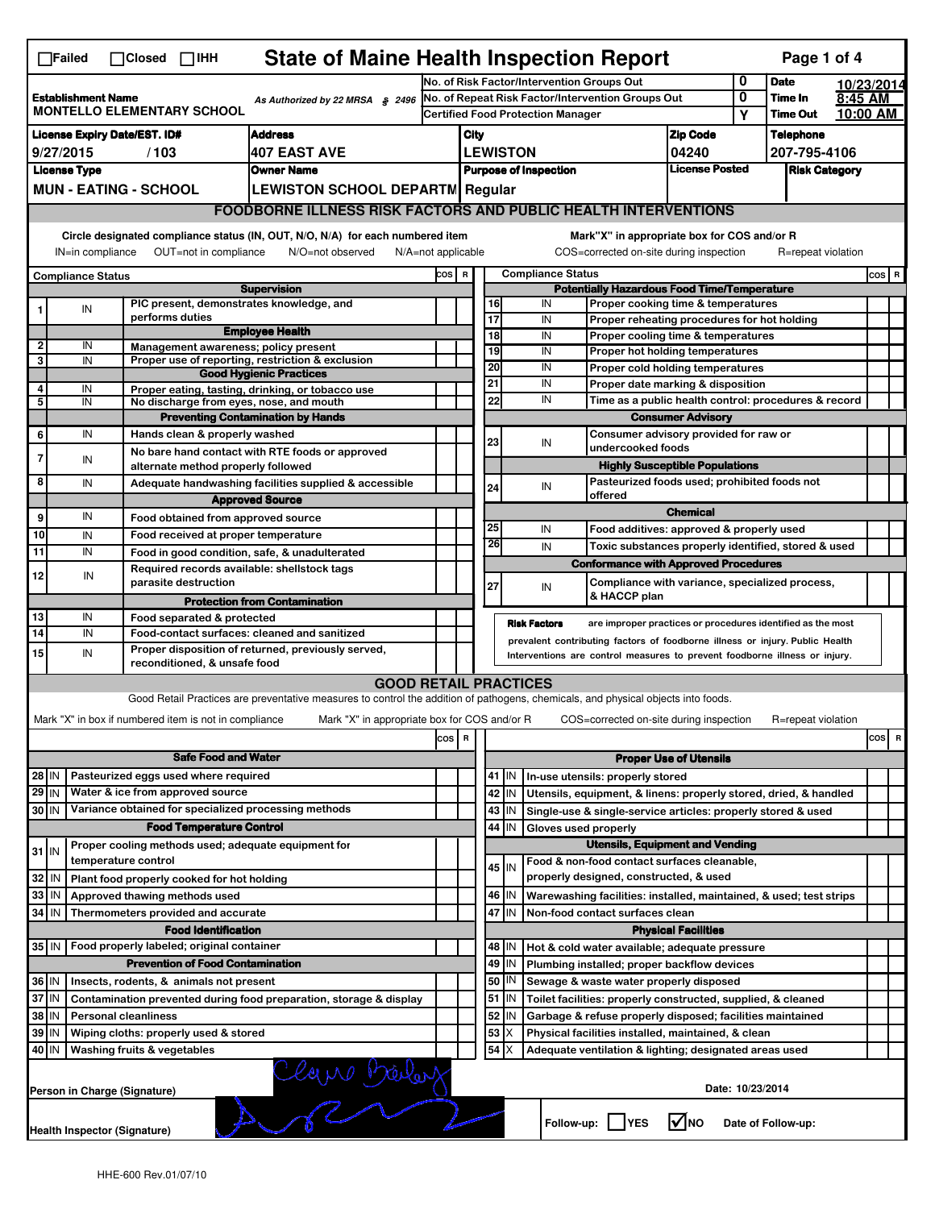☐Failed ☐Closed ☐IHH

# State of Maine Health Inspection Report

| | | |
|---|---|---|
| **Establishment Name** MONTELLO ELEMENTARY SCHOOL | As Authorized by 22 MRSA § 2496 | |
| No. of Risk Factor/Intervention Groups Out | 0 | **Date** 10/23/2014 |
| No. of Repeat Risk Factor/Intervention Groups Out | 0 | **Time In** 8:45 AM |
| Certified Food Protection Manager | Y | **Time Out** 10:00 AM |

| License Expiry Date/EST. ID# | Address | City | Zip Code | Telephone |
|---|---|---|---|---|
| 9/27/2015 / 103 | 407 EAST AVE | LEWISTON | 04240 | 207-795-4106 |

| License Type | Owner Name | Purpose of Inspection | License Posted | Risk Category |
|---|---|---|---|---|
| MUN - EATING - SCHOOL | LEWISTON SCHOOL DEPARTM | Regular | | |

## FOODBORNE ILLNESS RISK FACTORS AND PUBLIC HEALTH INTERVENTIONS

Circle designated compliance status (IN, OUT, N/O, N/A) for each numbered item — IN=in compliance, OUT=not in compliance, N/O=not observed, N/A=not applicable

Mark "X" in appropriate box for COS and/or R — COS=corrected on-site during inspection, R=repeat violation

| # | Compliance Status | Item | COS | R |
|---|---|---|---|---|
| | | **Supervision** | | |
| 1 | IN | PIC present, demonstrates knowledge, and performs duties | | |
| | | **Employee Health** | | |
| 2 | IN | Management awareness; policy present | | |
| 3 | IN | Proper use of reporting, restriction & exclusion | | |
| | | **Good Hygienic Practices** | | |
| 4 | IN | Proper eating, tasting, drinking, or tobacco use | | |
| 5 | IN | No discharge from eyes, nose, and mouth | | |
| | | **Preventing Contamination by Hands** | | |
| 6 | IN | Hands clean & properly washed | | |
| 7 | IN | No bare hand contact with RTE foods or approved alternate method properly followed | | |
| 8 | IN | Adequate handwashing facilities supplied & accessible | | |
| | | **Approved Source** | | |
| 9 | IN | Food obtained from approved source | | |
| 10 | IN | Food received at proper temperature | | |
| 11 | IN | Food in good condition, safe, & unadulterated | | |
| 12 | IN | Required records available: shellstock tags parasite destruction | | |
| | | **Protection from Contamination** | | |
| 13 | IN | Food separated & protected | | |
| 14 | IN | Food-contact surfaces: cleaned and sanitized | | |
| 15 | IN | Proper disposition of returned, previously served, reconditioned, & unsafe food | | |
| | | **Potentially Hazardous Food Time/Temperature** | | |
| 16 | IN | Proper cooking time & temperatures | | |
| 17 | IN | Proper reheating procedures for hot holding | | |
| 18 | IN | Proper cooling time & temperatures | | |
| 19 | IN | Proper hot holding temperatures | | |
| 20 | IN | Proper cold holding temperatures | | |
| 21 | IN | Proper date marking & disposition | | |
| 22 | IN | Time as a public health control: procedures & record | | |
| | | **Consumer Advisory** | | |
| 23 | IN | Consumer advisory provided for raw or undercooked foods | | |
| | | **Highly Susceptible Populations** | | |
| 24 | IN | Pasteurized foods used; prohibited foods not offered | | |
| | | **Chemical** | | |
| 25 | IN | Food additives: approved & properly used | | |
| 26 | IN | Toxic substances properly identified, stored & used | | |
| | | **Conformance with Approved Procedures** | | |
| 27 | IN | Compliance with variance, specialized process, & HACCP plan | | |

**Risk Factors** are improper practices or procedures identified as the most prevalent contributing factors of foodborne illness or injury. Public Health Interventions are control measures to prevent foodborne illness or injury.

## GOOD RETAIL PRACTICES

Good Retail Practices are preventative measures to control the addition of pathogens, chemicals, and physical objects into foods.

Mark "X" in box if numbered item is not in compliance — Mark "X" in appropriate box for COS and/or R — COS=corrected on-site during inspection — R=repeat violation

| # | Status | Item | COS | R |
|---|---|---|---|---|
| | | **Safe Food and Water** | | |
| 28 | IN | Pasteurized eggs used where required | | |
| 29 | IN | Water & ice from approved source | | |
| 30 | IN | Variance obtained for specialized processing methods | | |
| | | **Food Temperature Control** | | |
| 31 | IN | Proper cooling methods used; adequate equipment for temperature control | | |
| 32 | IN | Plant food properly cooked for hot holding | | |
| 33 | IN | Approved thawing methods used | | |
| 34 | IN | Thermometers provided and accurate | | |
| | | **Food Identification** | | |
| 35 | IN | Food properly labeled; original container | | |
| | | **Prevention of Food Contamination** | | |
| 36 | IN | Insects, rodents, & animals not present | | |
| 37 | IN | Contamination prevented during food preparation, storage & display | | |
| 38 | IN | Personal cleanliness | | |
| 39 | IN | Wiping cloths: properly used & stored | | |
| 40 | IN | Washing fruits & vegetables | | |
| | | **Proper Use of Utensils** | | |
| 41 | IN | In-use utensils: properly stored | | |
| 42 | IN | Utensils, equipment, & linens: properly stored, dried, & handled | | |
| 43 | IN | Single-use & single-service articles: properly stored & used | | |
| 44 | IN | Gloves used properly | | |
| | | **Utensils, Equipment and Vending** | | |
| 45 | IN | Food & non-food contact surfaces cleanable, properly designed, constructed, & used | | |
| 46 | IN | Warewashing facilities: installed, maintained, & used; test strips | | |
| 47 | IN | Non-food contact surfaces clean | | |
| | | **Physical Facilities** | | |
| 48 | IN | Hot & cold water available; adequate pressure | | |
| 49 | IN | Plumbing installed; proper backflow devices | | |
| 50 | IN | Sewage & waste water properly disposed | | |
| 51 | IN | Toilet facilities: properly constructed, supplied, & cleaned | | |
| 52 | IN | Garbage & refuse properly disposed; facilities maintained | | |
| 53 | X | Physical facilities installed, maintained, & clean | | |
| 54 | X | Adequate ventilation & lighting; designated areas used | | |

Person in Charge (Signature): Claire Bailey

Date: 10/23/2014

Health Inspector (Signature): [signature]

Follow-up: ☐ YES ☑ NO — Date of Follow-up:

HHE-600 Rev.01/07/10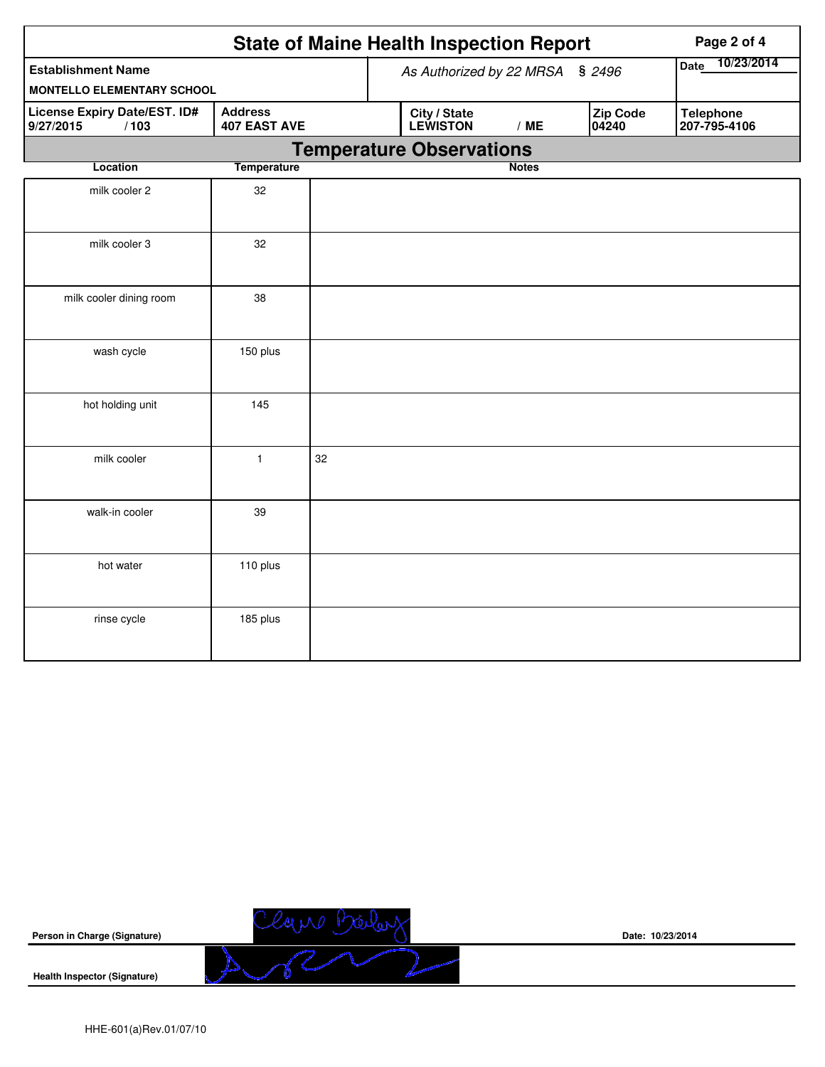# State of Maine Health Inspection Report

| Establishment Name | As Authorized by 22 MRSA § 2496 | | | Date 10/23/2014 |
|---|---|---|---|---|
| MONTELLO ELEMENTARY SCHOOL | | | | |
| License Expiry Date/EST. ID# 9/27/2015 / 103 | Address 407 EAST AVE | City / State LEWISTON / ME | Zip Code 04240 | Telephone 207-795-4106 |

## Temperature Observations

| Location | Temperature | Notes |
|---|---|---|
| milk cooler 2 | 32 | |
| milk cooler 3 | 32 | |
| milk cooler dining room | 38 | |
| wash cycle | 150 plus | |
| hot holding unit | 145 | |
| milk cooler | 1 | 32 |
| walk-in cooler | 39 | |
| hot water | 110 plus | |
| rinse cycle | 185 plus | |

**Person in Charge (Signature)** — Date: 10/23/2014

**Health Inspector (Signature)**

HHE-601(a)Rev.01/07/10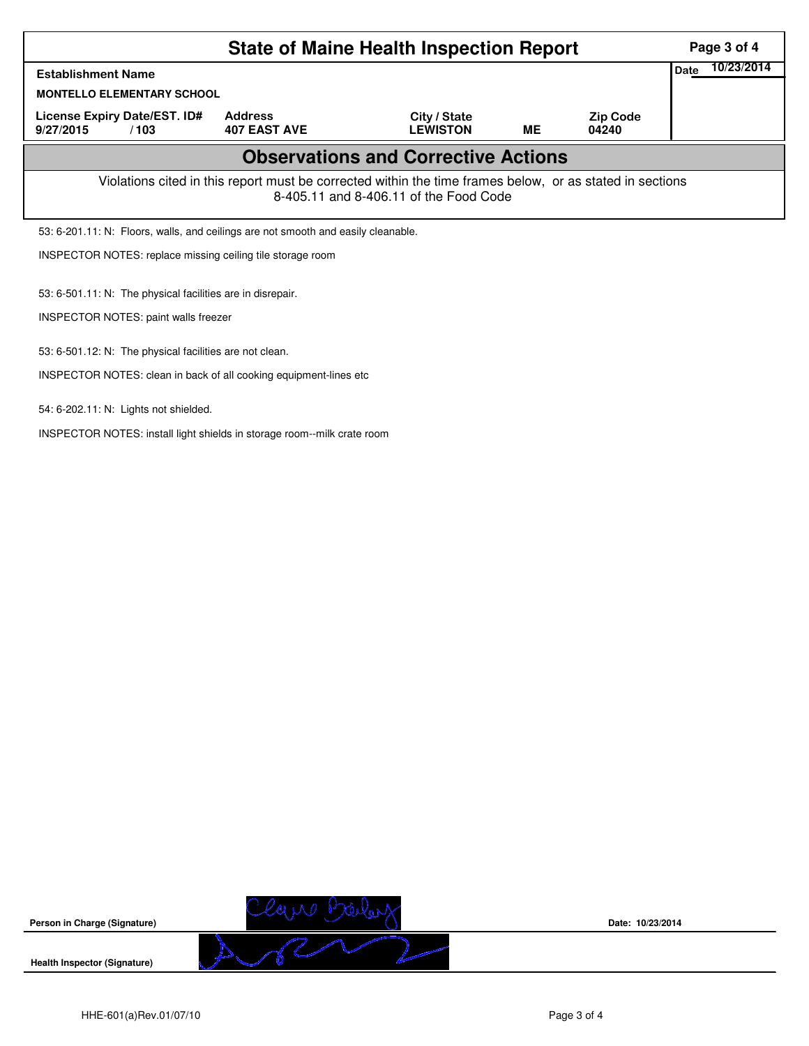# State of Maine Health Inspection Report

| Establishment Name | | | | | Date 10/23/2014 |
|---|---|---|---|---|---|
| MONTELLO ELEMENTARY SCHOOL | | | | | |
| License Expiry Date/EST. ID# | Address | City / State | | Zip Code | |
| 9/27/2015 / 103 | 407 EAST AVE | LEWISTON | ME | 04240 | |

## Observations and Corrective Actions

Violations cited in this report must be corrected within the time frames below, or as stated in sections 8-405.11 and 8-406.11 of the Food Code

53: 6-201.11: N: Floors, walls, and ceilings are not smooth and easily cleanable.

INSPECTOR NOTES: replace missing ceiling tile storage room

53: 6-501.11: N: The physical facilities are in disrepair.

INSPECTOR NOTES: paint walls freezer

53: 6-501.12: N: The physical facilities are not clean.

INSPECTOR NOTES: clean in back of all cooking equipment-lines etc

54: 6-202.11: N: Lights not shielded.

INSPECTOR NOTES: install light shields in storage room--milk crate room

**Person in Charge (Signature)** Date: 10/23/2014

**Health Inspector (Signature)**

HHE-601(a)Rev.01/07/10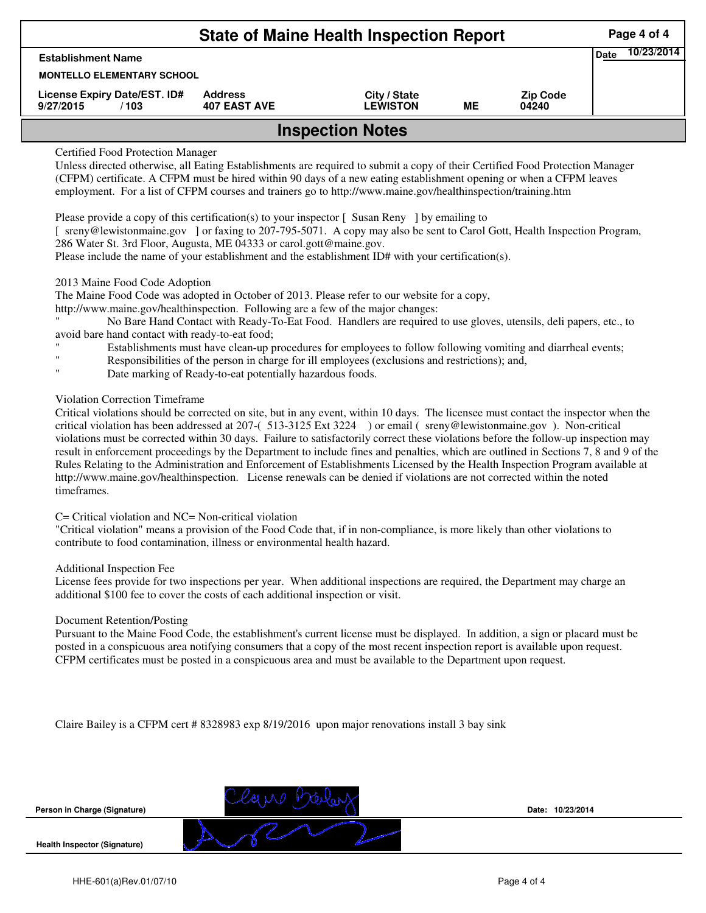# State of Maine Health Inspection Report

| Establishment Name | | | | | Date 10/23/2014 |
| --- | --- | --- | --- | --- | --- |
| MONTELLO ELEMENTARY SCHOOL | | | | | |
| License Expiry Date/EST. ID# | Address | City / State | | Zip Code | |
| 9/27/2015 / 103 | 407 EAST AVE | LEWISTON | ME | 04240 | |

## Inspection Notes

Certified Food Protection Manager

Unless directed otherwise, all Eating Establishments are required to submit a copy of their Certified Food Protection Manager (CFPM) certificate. A CFPM must be hired within 90 days of a new eating establishment opening or when a CFPM leaves employment. For a list of CFPM courses and trainers go to http://www.maine.gov/healthinspection/training.htm

Please provide a copy of this certification(s) to your inspector [ Susan Reny ] by emailing to [ sreny@lewistonmaine.gov ] or faxing to 207-795-5071. A copy may also be sent to Carol Gott, Health Inspection Program, 286 Water St. 3rd Floor, Augusta, ME 04333 or carol.gott@maine.gov.
Please include the name of your establishment and the establishment ID# with your certification(s).

2013 Maine Food Code Adoption

The Maine Food Code was adopted in October of 2013. Please refer to our website for a copy, http://www.maine.gov/healthinspection. Following are a few of the major changes:

" No Bare Hand Contact with Ready-To-Eat Food. Handlers are required to use gloves, utensils, deli papers, etc., to avoid bare hand contact with ready-to-eat food;
" Establishments must have clean-up procedures for employees to follow following vomiting and diarrheal events;
" Responsibilities of the person in charge for ill employees (exclusions and restrictions); and,
" Date marking of Ready-to-eat potentially hazardous foods.

Violation Correction Timeframe

Critical violations should be corrected on site, but in any event, within 10 days. The licensee must contact the inspector when the critical violation has been addressed at 207-( 513-3125 Ext 3224 ) or email ( sreny@lewistonmaine.gov ). Non-critical violations must be corrected within 30 days. Failure to satisfactorily correct these violations before the follow-up inspection may result in enforcement proceedings by the Department to include fines and penalties, which are outlined in Sections 7, 8 and 9 of the Rules Relating to the Administration and Enforcement of Establishments Licensed by the Health Inspection Program available at http://www.maine.gov/healthinspection. License renewals can be denied if violations are not corrected within the noted timeframes.

C= Critical violation and NC= Non-critical violation

"Critical violation" means a provision of the Food Code that, if in non-compliance, is more likely than other violations to contribute to food contamination, illness or environmental health hazard.

Additional Inspection Fee

License fees provide for two inspections per year. When additional inspections are required, the Department may charge an additional $100 fee to cover the costs of each additional inspection or visit.

Document Retention/Posting

Pursuant to the Maine Food Code, the establishment's current license must be displayed. In addition, a sign or placard must be posted in a conspicuous area notifying consumers that a copy of the most recent inspection report is available upon request. CFPM certificates must be posted in a conspicuous area and must be available to the Department upon request.

Claire Bailey is a CFPM cert # 8328983 exp 8/19/2016 upon major renovations install 3 bay sink

Person in Charge (Signature) Date: 10/23/2014

Health Inspector (Signature)

HHE-601(a)Rev.01/07/10